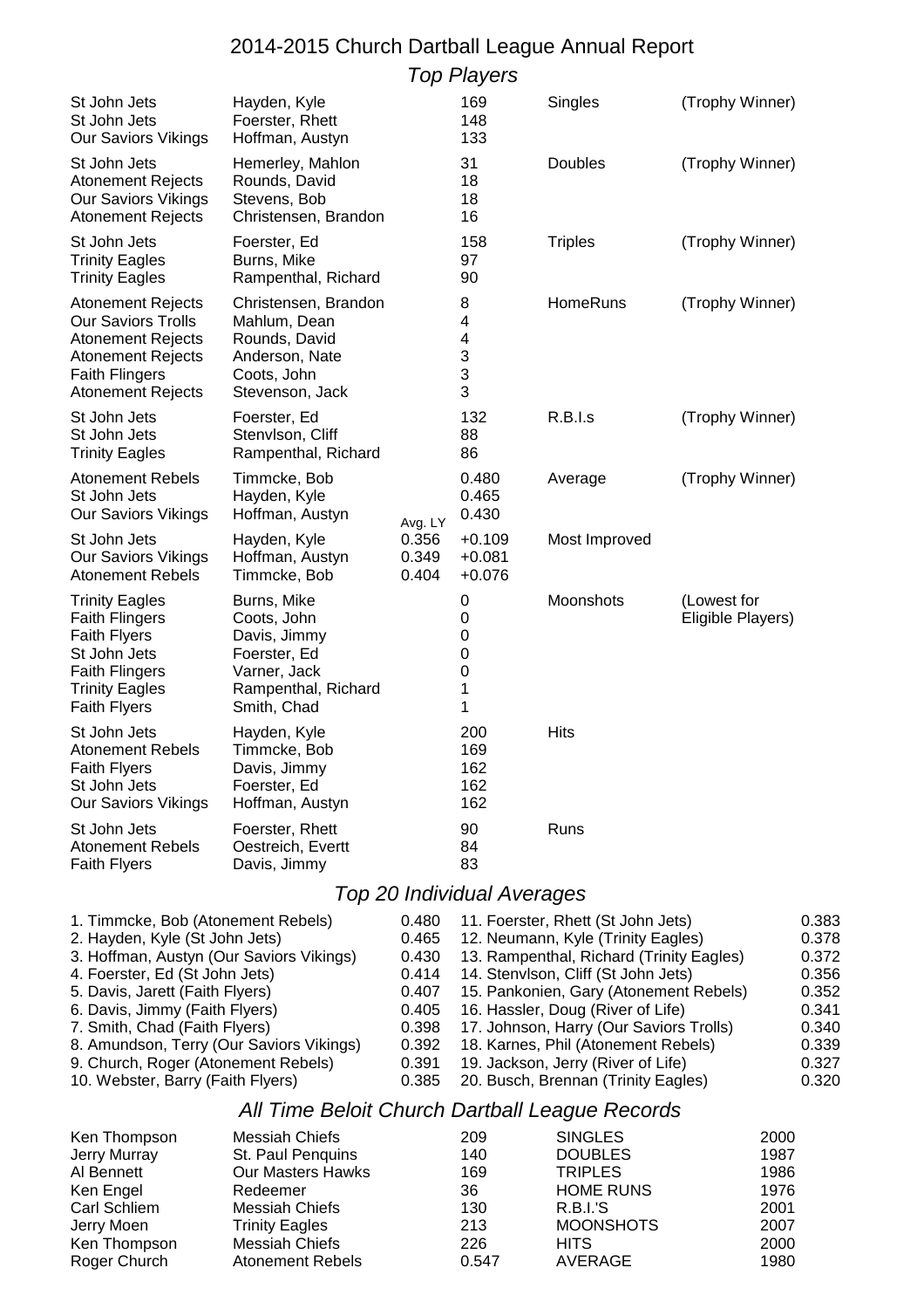# 2014-2015 Church Dartball League Annual Report

## *Top Players*

| Team | Player | Avg. LY | Value | Category | Note |
|---|---|---|---|---|---|
| St John Jets | Hayden, Kyle | | 169 | Singles | (Trophy Winner) |
| St John Jets | Foerster, Rhett | | 148 | | |
| Our Saviors Vikings | Hoffman, Austyn | | 133 | | |
| St John Jets | Hemerley, Mahlon | | 31 | Doubles | (Trophy Winner) |
| Atonement Rejects | Rounds, David | | 18 | | |
| Our Saviors Vikings | Stevens, Bob | | 18 | | |
| Atonement Rejects | Christensen, Brandon | | 16 | | |
| St John Jets | Foerster, Ed | | 158 | Triples | (Trophy Winner) |
| Trinity Eagles | Burns, Mike | | 97 | | |
| Trinity Eagles | Rampenthal, Richard | | 90 | | |
| Atonement Rejects | Christensen, Brandon | | 8 | HomeRuns | (Trophy Winner) |
| Our Saviors Trolls | Mahlum, Dean | | 4 | | |
| Atonement Rejects | Rounds, David | | 4 | | |
| Atonement Rejects | Anderson, Nate | | 3 | | |
| Faith Flingers | Coots, John | | 3 | | |
| Atonement Rejects | Stevenson, Jack | | 3 | | |
| St John Jets | Foerster, Ed | | 132 | R.B.I.s | (Trophy Winner) |
| St John Jets | Stenvlson, Cliff | | 88 | | |
| Trinity Eagles | Rampenthal, Richard | | 86 | | |
| Atonement Rebels | Timmcke, Bob | | 0.480 | Average | (Trophy Winner) |
| St John Jets | Hayden, Kyle | | 0.465 | | |
| Our Saviors Vikings | Hoffman, Austyn | | 0.430 | | |
| St John Jets | Hayden, Kyle | 0.356 | +0.109 | Most Improved | |
| Our Saviors Vikings | Hoffman, Austyn | 0.349 | +0.081 | | |
| Atonement Rebels | Timmcke, Bob | 0.404 | +0.076 | | |
| Trinity Eagles | Burns, Mike | | 0 | Moonshots | (Lowest for Eligible Players) |
| Faith Flingers | Coots, John | | 0 | | |
| Faith Flyers | Davis, Jimmy | | 0 | | |
| St John Jets | Foerster, Ed | | 0 | | |
| Faith Flingers | Varner, Jack | | 0 | | |
| Trinity Eagles | Rampenthal, Richard | | 1 | | |
| Faith Flyers | Smith, Chad | | 1 | | |
| St John Jets | Hayden, Kyle | | 200 | Hits | |
| Atonement Rebels | Timmcke, Bob | | 169 | | |
| Faith Flyers | Davis, Jimmy | | 162 | | |
| St John Jets | Foerster, Ed | | 162 | | |
| Our Saviors Vikings | Hoffman, Austyn | | 162 | | |
| St John Jets | Foerster, Rhett | | 90 | Runs | |
| Atonement Rebels | Oestreich, Evertt | | 84 | | |
| Faith Flyers | Davis, Jimmy | | 83 | | |

## *Top 20 Individual Averages*

| Player | Avg. |
|---|---|
| 1. Timmcke, Bob (Atonement Rebels) | 0.480 |
| 2. Hayden, Kyle (St John Jets) | 0.465 |
| 3. Hoffman, Austyn (Our Saviors Vikings) | 0.430 |
| 4. Foerster, Ed (St John Jets) | 0.414 |
| 5. Davis, Jarett (Faith Flyers) | 0.407 |
| 6. Davis, Jimmy (Faith Flyers) | 0.405 |
| 7. Smith, Chad (Faith Flyers) | 0.398 |
| 8. Amundson, Terry (Our Saviors Vikings) | 0.392 |
| 9. Church, Roger (Atonement Rebels) | 0.391 |
| 10. Webster, Barry (Faith Flyers) | 0.385 |
| 11. Foerster, Rhett (St John Jets) | 0.383 |
| 12. Neumann, Kyle (Trinity Eagles) | 0.378 |
| 13. Rampenthal, Richard (Trinity Eagles) | 0.372 |
| 14. Stenvlson, Cliff (St John Jets) | 0.356 |
| 15. Pankonien, Gary (Atonement Rebels) | 0.352 |
| 16. Hassler, Doug (River of Life) | 0.341 |
| 17. Johnson, Harry (Our Saviors Trolls) | 0.340 |
| 18. Karnes, Phil (Atonement Rebels) | 0.339 |
| 19. Jackson, Jerry (River of Life) | 0.327 |
| 20. Busch, Brennan (Trinity Eagles) | 0.320 |

## *All Time Beloit Church Dartball League Records*

| Player | Team | Value | Category | Year |
|---|---|---|---|---|
| Ken Thompson | Messiah Chiefs | 209 | SINGLES | 2000 |
| Jerry Murray | St. Paul Penquins | 140 | DOUBLES | 1987 |
| Al Bennett | Our Masters Hawks | 169 | TRIPLES | 1986 |
| Ken Engel | Redeemer | 36 | HOME RUNS | 1976 |
| Carl Schliem | Messiah Chiefs | 130 | R.B.I.'S | 2001 |
| Jerry Moen | Trinity Eagles | 213 | MOONSHOTS | 2007 |
| Ken Thompson | Messiah Chiefs | 226 | HITS | 2000 |
| Roger Church | Atonement Rebels | 0.547 | AVERAGE | 1980 |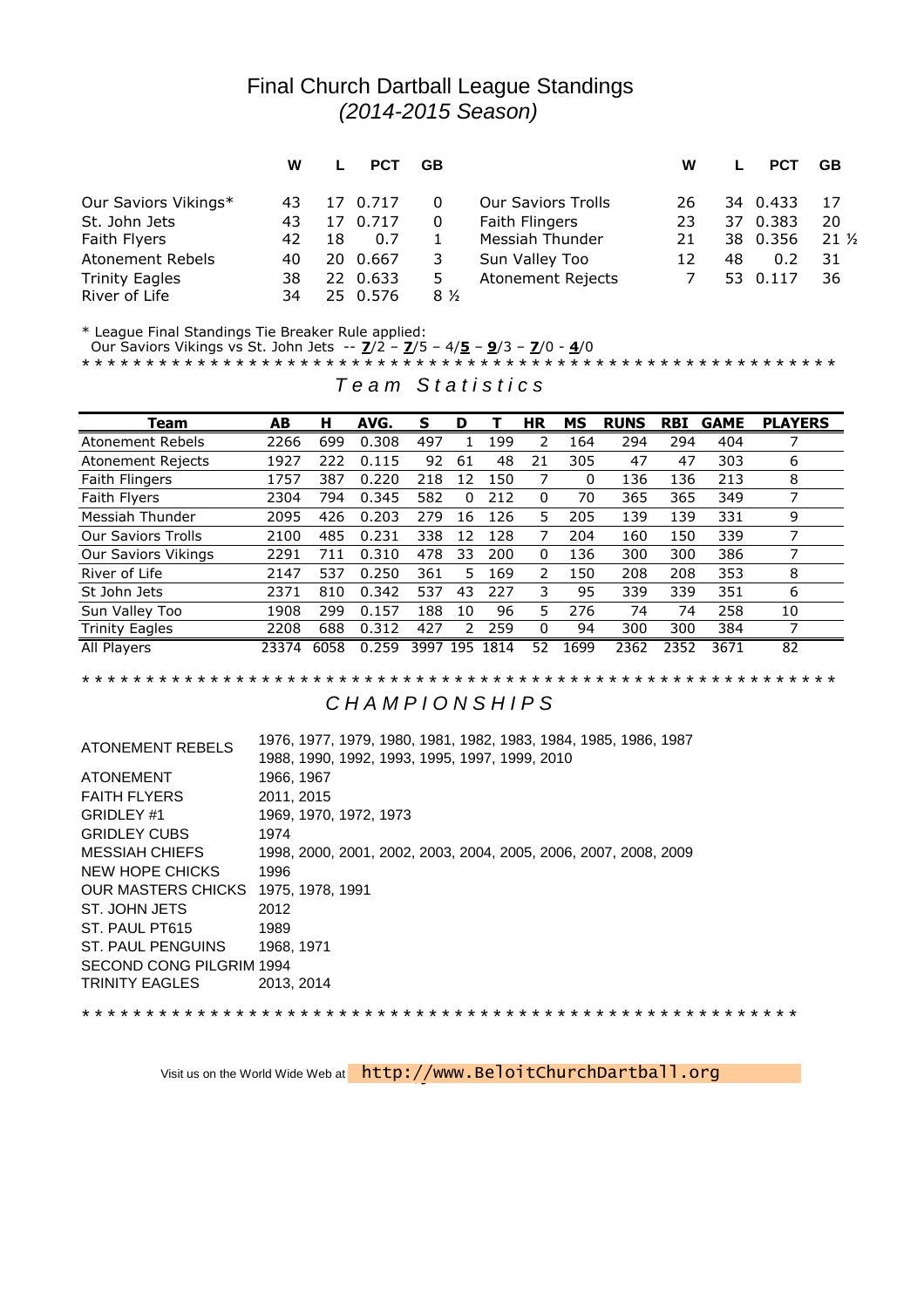# Final Church Dartball League Standings

## *(2014-2015 Season)*

| | W | L | PCT | GB | | W | L | PCT | GB |
|---|---|---|---|---|---|---|---|---|---|
| Our Saviors Vikings* | 43 | 17 | 0.717 | 0 | Our Saviors Trolls | 26 | 34 | 0.433 | 17 |
| St. John Jets | 43 | 17 | 0.717 | 0 | Faith Flingers | 23 | 37 | 0.383 | 20 |
| Faith Flyers | 42 | 18 | 0.7 | 1 | Messiah Thunder | 21 | 38 | 0.356 | 21 ½ |
| Atonement Rebels | 40 | 20 | 0.667 | 3 | Sun Valley Too | 12 | 48 | 0.2 | 31 |
| Trinity Eagles | 38 | 22 | 0.633 | 5 | Atonement Rejects | 7 | 53 | 0.117 | 36 |
| River of Life | 34 | 25 | 0.576 | 8 ½ | | | | | |

\* League Final Standings Tie Breaker Rule applied:
Our Saviors Vikings vs St. John Jets -- **7**/2 – **7**/5 – 4/**5** – **9**/3 – **7**/0 - **4**/0

* * * * * * * * * * * * * * * * * * * * * * * * * * * * * * * * * * * * * * * * * * * * * * * * * * * * * *

## *Team Statistics*

| Team | AB | H | AVG. | S | D | T | HR | MS | RUNS | RBI | GAME | PLAYERS |
|---|---|---|---|---|---|---|---|---|---|---|---|---|
| Atonement Rebels | 2266 | 699 | 0.308 | 497 | 1 | 199 | 2 | 164 | 294 | 294 | 404 | 7 |
| Atonement Rejects | 1927 | 222 | 0.115 | 92 | 61 | 48 | 21 | 305 | 47 | 47 | 303 | 6 |
| Faith Flingers | 1757 | 387 | 0.220 | 218 | 12 | 150 | 7 | 0 | 136 | 136 | 213 | 8 |
| Faith Flyers | 2304 | 794 | 0.345 | 582 | 0 | 212 | 0 | 70 | 365 | 365 | 349 | 7 |
| Messiah Thunder | 2095 | 426 | 0.203 | 279 | 16 | 126 | 5 | 205 | 139 | 139 | 331 | 9 |
| Our Saviors Trolls | 2100 | 485 | 0.231 | 338 | 12 | 128 | 7 | 204 | 160 | 150 | 339 | 7 |
| Our Saviors Vikings | 2291 | 711 | 0.310 | 478 | 33 | 200 | 0 | 136 | 300 | 300 | 386 | 7 |
| River of Life | 2147 | 537 | 0.250 | 361 | 5 | 169 | 2 | 150 | 208 | 208 | 353 | 8 |
| St John Jets | 2371 | 810 | 0.342 | 537 | 43 | 227 | 3 | 95 | 339 | 339 | 351 | 6 |
| Sun Valley Too | 1908 | 299 | 0.157 | 188 | 10 | 96 | 5 | 276 | 74 | 74 | 258 | 10 |
| Trinity Eagles | 2208 | 688 | 0.312 | 427 | 2 | 259 | 0 | 94 | 300 | 300 | 384 | 7 |
| All Players | 23374 | 6058 | 0.259 | 3997 | 195 | 1814 | 52 | 1699 | 2362 | 2352 | 3671 | 82 |

* * * * * * * * * * * * * * * * * * * * * * * * * * * * * * * * * * * * * * * * * * * * * * * * * * * * * *

## *CHAMPIONSHIPS*

| | |
|---|---|
| ATONEMENT REBELS | 1976, 1977, 1979, 1980, 1981, 1982, 1983, 1984, 1985, 1986, 1987 1988, 1990, 1992, 1993, 1995, 1997, 1999, 2010 |
| ATONEMENT | 1966, 1967 |
| FAITH FLYERS | 2011, 2015 |
| GRIDLEY #1 | 1969, 1970, 1972, 1973 |
| GRIDLEY CUBS | 1974 |
| MESSIAH CHIEFS | 1998, 2000, 2001, 2002, 2003, 2004, 2005, 2006, 2007, 2008, 2009 |
| NEW HOPE CHICKS | 1996 |
| OUR MASTERS CHICKS | 1975, 1978, 1991 |
| ST. JOHN JETS | 2012 |
| ST. PAUL PT615 | 1989 |
| ST. PAUL PENGUINS | 1968, 1971 |
| SECOND CONG PILGRIM | 1994 |
| TRINITY EAGLES | 2013, 2014 |

* * * * * * * * * * * * * * * * * * * * * * * * * * * * * * * * * * * * * * * * * * * * * * * * * * * * *

Visit us on the World Wide Web at http://www.BeloitChurchDartball.org